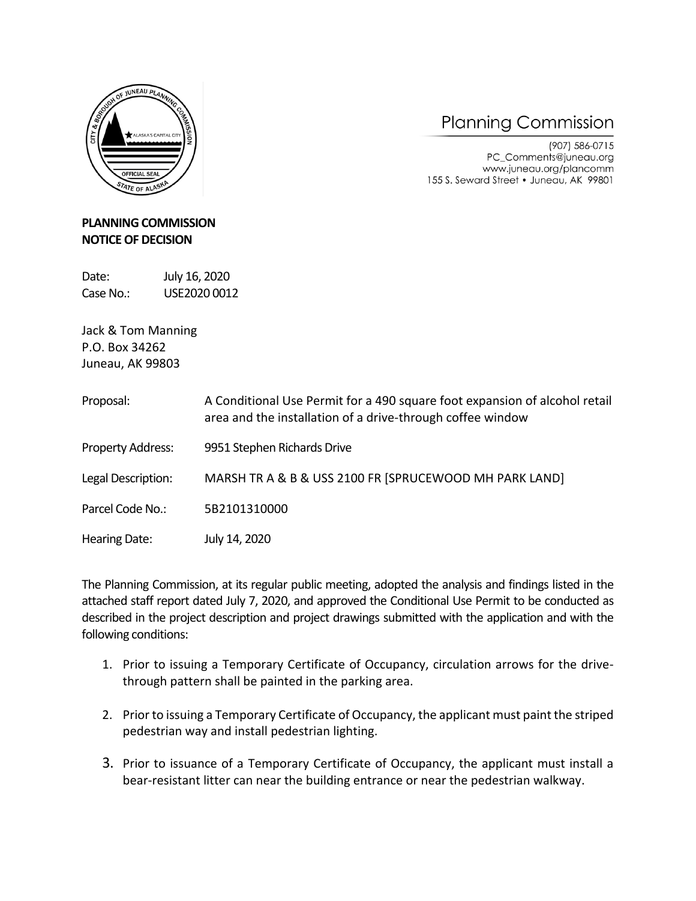Planning Commission

(907) 586-0715
PC_Comments@juneau.org
www.juneau.org/plancomm
155 S. Seward Street • Juneau, AK 99801

**PLANNING COMMISSION**
**NOTICE OF DECISION**

Date: July 16, 2020
Case No.: USE2020 0012

Jack & Tom Manning
P.O. Box 34262
Juneau, AK 99803

| | |
|---|---|
| Proposal: | A Conditional Use Permit for a 490 square foot expansion of alcohol retail area and the installation of a drive-through coffee window |
| Property Address: | 9951 Stephen Richards Drive |
| Legal Description: | MARSH TR A & B & USS 2100 FR [SPRUCEWOOD MH PARK LAND] |
| Parcel Code No.: | 5B2101310000 |
| Hearing Date: | July 14, 2020 |

The Planning Commission, at its regular public meeting, adopted the analysis and findings listed in the attached staff report dated July 7, 2020, and approved the Conditional Use Permit to be conducted as described in the project description and project drawings submitted with the application and with the following conditions:

1. Prior to issuing a Temporary Certificate of Occupancy, circulation arrows for the drive-through pattern shall be painted in the parking area.

2. Prior to issuing a Temporary Certificate of Occupancy, the applicant must paint the striped pedestrian way and install pedestrian lighting.

3. Prior to issuance of a Temporary Certificate of Occupancy, the applicant must install a bear-resistant litter can near the building entrance or near the pedestrian walkway.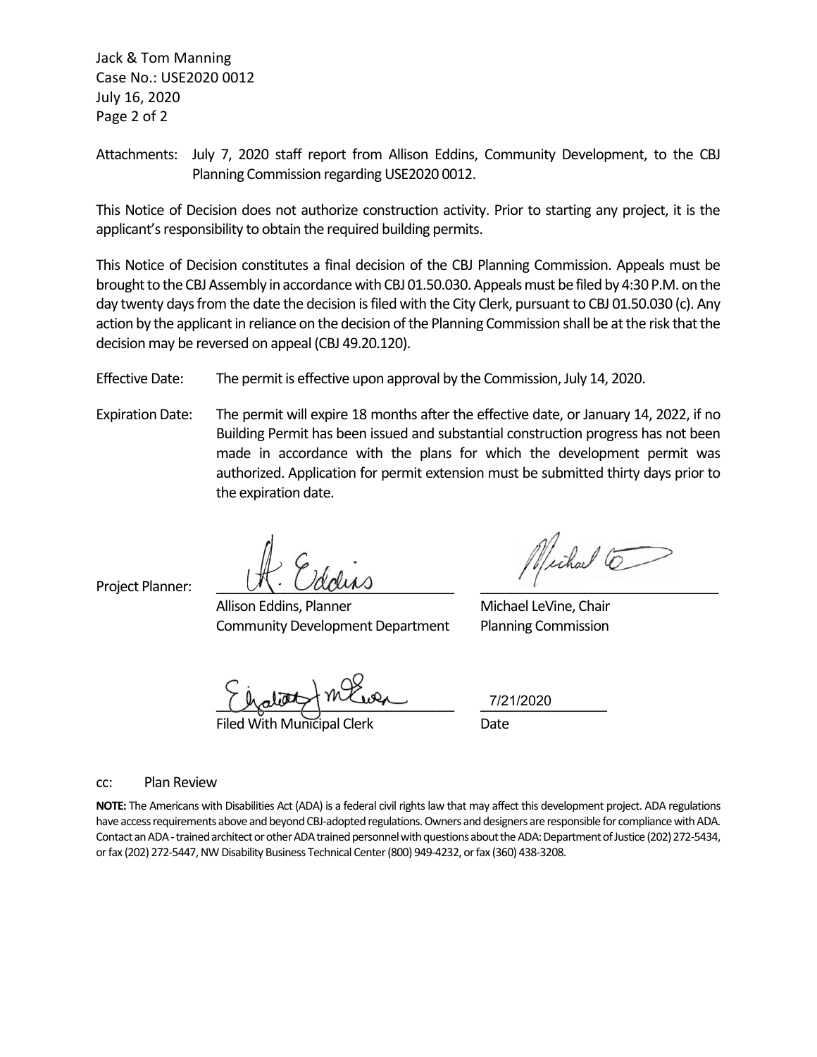Attachments: July 7, 2020 staff report from Allison Eddins, Community Development, to the CBJ Planning Commission regarding USE2020 0012.

This Notice of Decision does not authorize construction activity. Prior to starting any project, it is the applicant's responsibility to obtain the required building permits.

This Notice of Decision constitutes a final decision of the CBJ Planning Commission. Appeals must be brought to the CBJ Assembly in accordance with CBJ 01.50.030. Appeals must be filed by 4:30 P.M. on the day twenty days from the date the decision is filed with the City Clerk, pursuant to CBJ 01.50.030 (c). Any action by the applicant in reliance on the decision of the Planning Commission shall be at the risk that the decision may be reversed on appeal (CBJ 49.20.120).

Effective Date: The permit is effective upon approval by the Commission, July 14, 2020.

Expiration Date: The permit will expire 18 months after the effective date, or January 14, 2022, if no Building Permit has been issued and substantial construction progress has not been made in accordance with the plans for which the development permit was authorized. Application for permit extension must be submitted thirty days prior to the expiration date.

Project Planner:

Allison Eddins, Planner
Community Development Department

Michael LeVine, Chair
Planning Commission

Filed With Municipal Clerk

7/21/2020
Date

cc: Plan Review

**NOTE:** The Americans with Disabilities Act (ADA) is a federal civil rights law that may affect this development project. ADA regulations have access requirements above and beyond CBJ-adopted regulations. Owners and designers are responsible for compliance with ADA. Contact an ADA - trained architect or other ADA trained personnel with questions about the ADA: Department of Justice (202) 272-5434, or fax (202) 272-5447, NW Disability Business Technical Center (800) 949-4232, or fax (360) 438-3208.